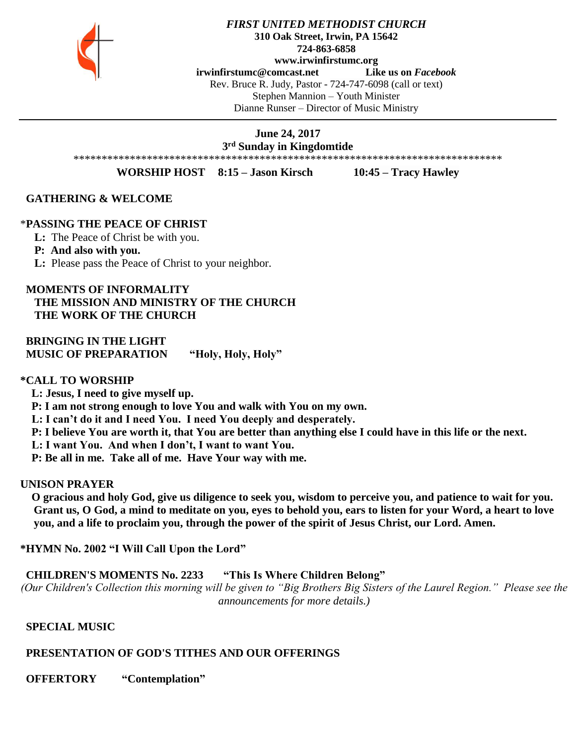***FIRST UNITED METHODIST CHURCH***
**310 Oak Street, Irwin, PA 15642**
**724-863-6858**
**www.irwinfirstumc.org**
**irwinfirstumc@comcast.net** **Like us on *Facebook***
Rev. Bruce R. Judy, Pastor - 724-747-6098 (call or text)
Stephen Mannion – Youth Minister
Dianne Runser – Director of Music Ministry

---

**June 24, 2017**
**3rd Sunday in Kingdomtide**

******************************************************************************

**WORSHIP HOST 8:15 – Jason Kirsch 10:45 – Tracy Hawley**

**GATHERING & WELCOME**

***PASSING THE PEACE OF CHRIST**

**L:** The Peace of Christ be with you.
**P: And also with you.**
**L:** Please pass the Peace of Christ to your neighbor.

**MOMENTS OF INFORMALITY**
**THE MISSION AND MINISTRY OF THE CHURCH**
**THE WORK OF THE CHURCH**

**BRINGING IN THE LIGHT**
**MUSIC OF PREPARATION "Holy, Holy, Holy"**

***CALL TO WORSHIP**

**L: Jesus, I need to give myself up.**
**P: I am not strong enough to love You and walk with You on my own.**
**L: I can't do it and I need You. I need You deeply and desperately.**
**P: I believe You are worth it, that You are better than anything else I could have in this life or the next.**
**L: I want You. And when I don't, I want to want You.**
**P: Be all in me. Take all of me. Have Your way with me.**

**UNISON PRAYER**

**O gracious and holy God, give us diligence to seek you, wisdom to perceive you, and patience to wait for you. Grant us, O God, a mind to meditate on you, eyes to behold you, ears to listen for your Word, a heart to love you, and a life to proclaim you, through the power of the spirit of Jesus Christ, our Lord. Amen.**

***HYMN No. 2002 "I Will Call Upon the Lord"**

**CHILDREN'S MOMENTS No. 2233 "This Is Where Children Belong"**
*(Our Children's Collection this morning will be given to "Big Brothers Big Sisters of the Laurel Region." Please see the announcements for more details.)*

**SPECIAL MUSIC**

**PRESENTATION OF GOD'S TITHES AND OUR OFFERINGS**

**OFFERTORY "Contemplation"**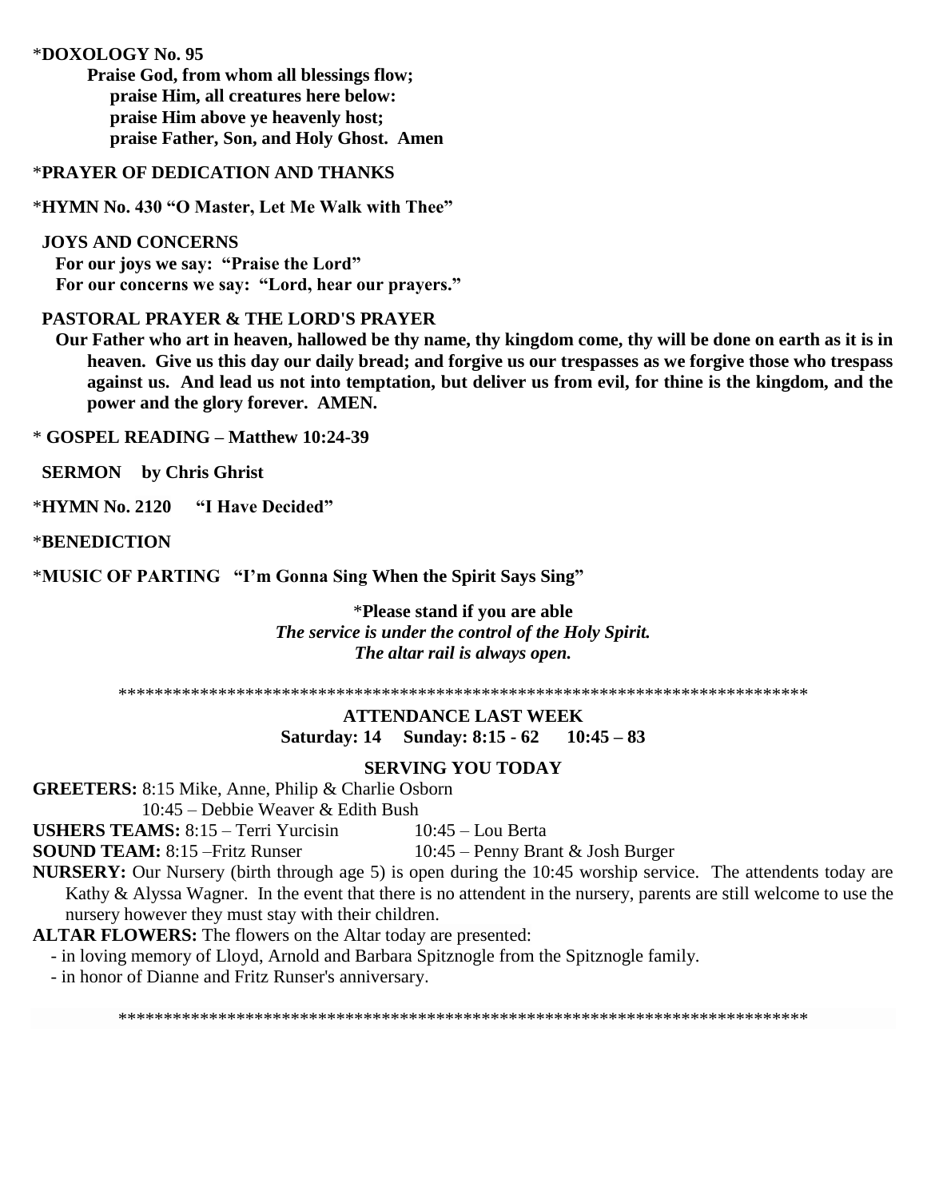\***DOXOLOGY No. 95**

**Praise God, from whom all blessings flow;**
**praise Him, all creatures here below:**
**praise Him above ye heavenly host;**
**praise Father, Son, and Holy Ghost. Amen**

\***PRAYER OF DEDICATION AND THANKS**

\***HYMN No. 430 "O Master, Let Me Walk with Thee"**

**JOYS AND CONCERNS**
**For our joys we say: "Praise the Lord"**
**For our concerns we say: "Lord, hear our prayers."**

**PASTORAL PRAYER & THE LORD'S PRAYER**
**Our Father who art in heaven, hallowed be thy name, thy kingdom come, thy will be done on earth as it is in heaven. Give us this day our daily bread; and forgive us our trespasses as we forgive those who trespass against us. And lead us not into temptation, but deliver us from evil, for thine is the kingdom, and the power and the glory forever. AMEN.**

\* **GOSPEL READING – Matthew 10:24-39**

**SERMON by Chris Ghrist**

\***HYMN No. 2120 "I Have Decided"**

\***BENEDICTION**

\***MUSIC OF PARTING "I'm Gonna Sing When the Spirit Says Sing"**

\***Please stand if you are able**
***The service is under the control of the Holy Spirit.***
***The altar rail is always open.***

\*\*\*\*\*\*\*\*\*\*\*\*\*\*\*\*\*\*\*\*\*\*\*\*\*\*\*\*\*\*\*\*\*\*\*\*\*\*\*\*\*\*\*\*\*\*\*\*\*\*\*\*\*\*\*\*\*\*\*\*\*\*\*\*\*\*\*\*\*\*\*\*\*\*\*\*\*\*

**ATTENDANCE LAST WEEK**
**Saturday: 14 Sunday: 8:15 - 62 10:45 – 83**

**SERVING YOU TODAY**

**GREETERS:** 8:15 Mike, Anne, Philip & Charlie Osborn
10:45 – Debbie Weaver & Edith Bush

**USHERS TEAMS:** 8:15 – Terri Yurcisin 10:45 – Lou Berta

**SOUND TEAM:** 8:15 –Fritz Runser 10:45 – Penny Brant & Josh Burger

**NURSERY:** Our Nursery (birth through age 5) is open during the 10:45 worship service. The attendents today are Kathy & Alyssa Wagner. In the event that there is no attendent in the nursery, parents are still welcome to use the nursery however they must stay with their children.

**ALTAR FLOWERS:** The flowers on the Altar today are presented:
- in loving memory of Lloyd, Arnold and Barbara Spitznogle from the Spitznogle family.
- in honor of Dianne and Fritz Runser's anniversary.

\*\*\*\*\*\*\*\*\*\*\*\*\*\*\*\*\*\*\*\*\*\*\*\*\*\*\*\*\*\*\*\*\*\*\*\*\*\*\*\*\*\*\*\*\*\*\*\*\*\*\*\*\*\*\*\*\*\*\*\*\*\*\*\*\*\*\*\*\*\*\*\*\*\*\*\*\*\*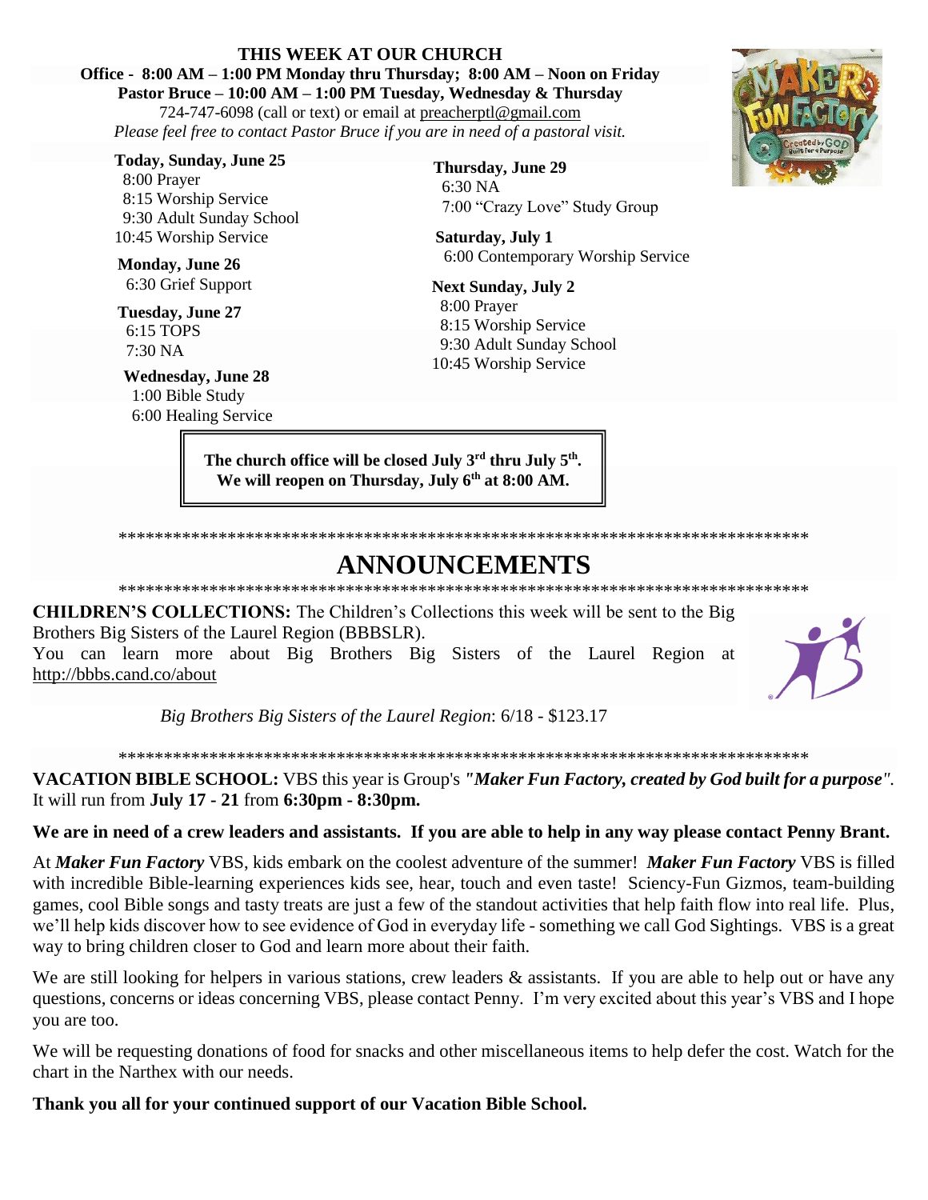**THIS WEEK AT OUR CHURCH**

**Office - 8:00 AM – 1:00 PM Monday thru Thursday; 8:00 AM – Noon on Friday**

**Pastor Bruce – 10:00 AM – 1:00 PM Tuesday, Wednesday & Thursday**

724-747-6098 (call or text) or email at preacherptl@gmail.com

*Please feel free to contact Pastor Bruce if you are in need of a pastoral visit.*

**Today, Sunday, June 25**
8:00 Prayer
8:15 Worship Service
9:30 Adult Sunday School
10:45 Worship Service

**Monday, June 26**
6:30 Grief Support

**Tuesday, June 27**
6:15 TOPS
7:30 NA

**Wednesday, June 28**
1:00 Bible Study
6:00 Healing Service

**Thursday, June 29**
6:30 NA
7:00 “Crazy Love” Study Group

**Saturday, July 1**
6:00 Contemporary Worship Service

**Next Sunday, July 2**
8:00 Prayer
8:15 Worship Service
9:30 Adult Sunday School
10:45 Worship Service

**The church office will be closed July 3rd thru July 5th.**
**We will reopen on Thursday, July 6th at 8:00 AM.**

*******************************************************************************

# ANNOUNCEMENTS

*******************************************************************************

**CHILDREN’S COLLECTIONS:** The Children’s Collections this week will be sent to the Big Brothers Big Sisters of the Laurel Region (BBBSLR).
You can learn more about Big Brothers Big Sisters of the Laurel Region at http://bbbs.cand.co/about

*Big Brothers Big Sisters of the Laurel Region*: 6/18 - $123.17

*******************************************************************************

**VACATION BIBLE SCHOOL:** VBS this year is Group's ***"Maker Fun Factory, created by God built for a purpose"***. It will run from **July 17 - 21** from **6:30pm - 8:30pm.**

**We are in need of a crew leaders and assistants. If you are able to help in any way please contact Penny Brant.**

At ***Maker Fun Factory*** VBS, kids embark on the coolest adventure of the summer! ***Maker Fun Factory*** VBS is filled with incredible Bible-learning experiences kids see, hear, touch and even taste! Sciency-Fun Gizmos, team-building games, cool Bible songs and tasty treats are just a few of the standout activities that help faith flow into real life. Plus, we’ll help kids discover how to see evidence of God in everyday life - something we call God Sightings. VBS is a great way to bring children closer to God and learn more about their faith.

We are still looking for helpers in various stations, crew leaders & assistants. If you are able to help out or have any questions, concerns or ideas concerning VBS, please contact Penny. I’m very excited about this year’s VBS and I hope you are too.

We will be requesting donations of food for snacks and other miscellaneous items to help defer the cost. Watch for the chart in the Narthex with our needs.

**Thank you all for your continued support of our Vacation Bible School.**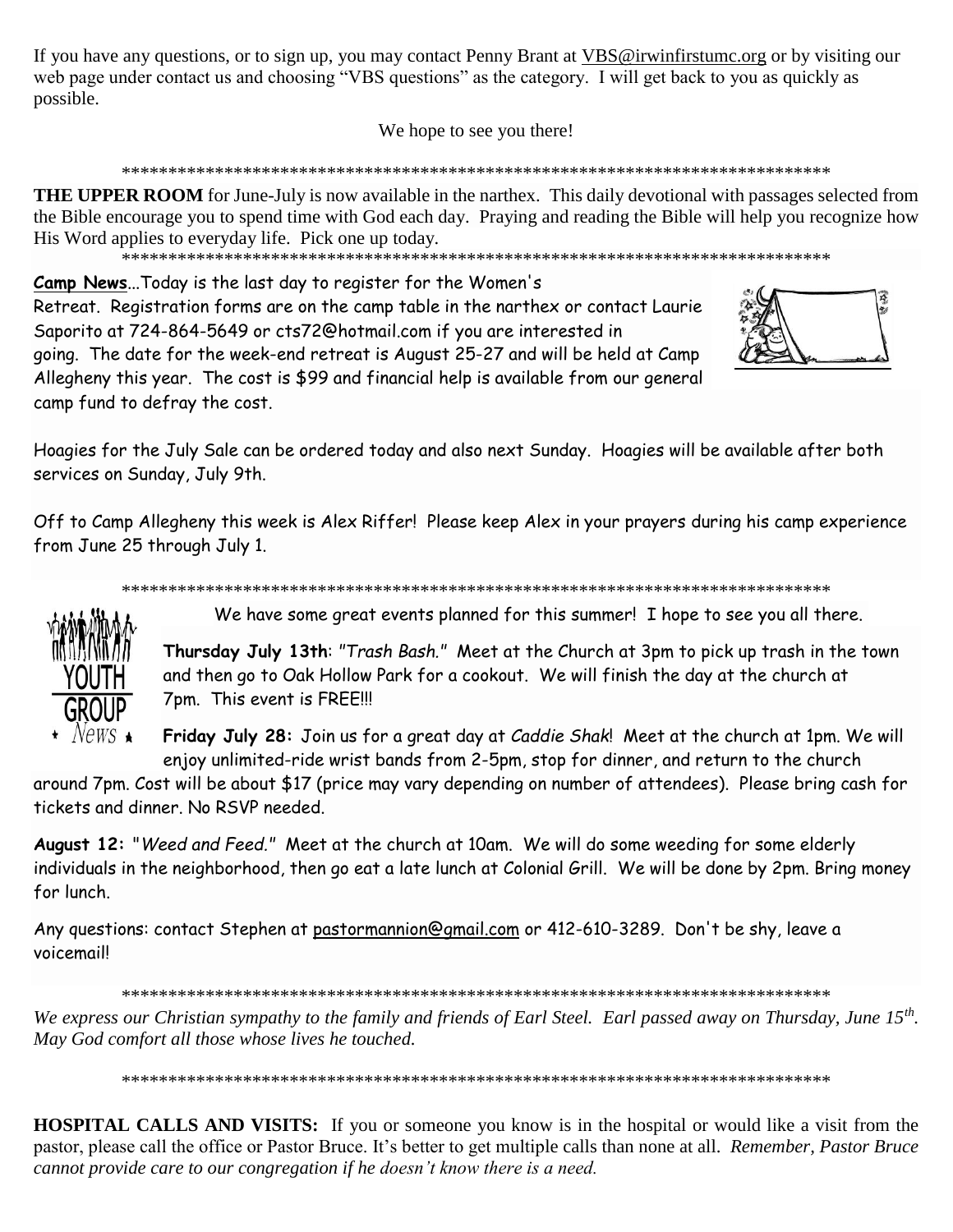If you have any questions, or to sign up, you may contact Penny Brant at VBS@irwinfirstumc.org or by visiting our web page under contact us and choosing "VBS questions" as the category. I will get back to you as quickly as possible.

We hope to see you there!

******************************************************************************

**THE UPPER ROOM** for June-July is now available in the narthex. This daily devotional with passages selected from the Bible encourage you to spend time with God each day. Praying and reading the Bible will help you recognize how His Word applies to everyday life. Pick one up today.

******************************************************************************

**Camp News**...Today is the last day to register for the Women's Retreat. Registration forms are on the camp table in the narthex or contact Laurie Saporito at 724-864-5649 or cts72@hotmail.com if you are interested in going. The date for the week-end retreat is August 25-27 and will be held at Camp Allegheny this year. The cost is $99 and financial help is available from our general camp fund to defray the cost.

Hoagies for the July Sale can be ordered today and also next Sunday. Hoagies will be available after both services on Sunday, July 9th.

Off to Camp Allegheny this week is Alex Riffer! Please keep Alex in your prayers during his camp experience from June 25 through July 1.

******************************************************************************

YOUTH GROUP *News*

We have some great events planned for this summer! I hope to see you all there.

**Thursday July 13th**: "*Trash Bash.*" Meet at the Church at 3pm to pick up trash in the town and then go to Oak Hollow Park for a cookout. We will finish the day at the church at 7pm. This event is FREE!!!

**Friday July 28:** Join us for a great day at *Caddie Shak*! Meet at the church at 1pm. We will enjoy unlimited-ride wrist bands from 2-5pm, stop for dinner, and return to the church around 7pm. Cost will be about $17 (price may vary depending on number of attendees). Please bring cash for tickets and dinner. No RSVP needed.

**August 12:** "*Weed and Feed.*" Meet at the church at 10am. We will do some weeding for some elderly individuals in the neighborhood, then go eat a late lunch at Colonial Grill. We will be done by 2pm. Bring money for lunch.

Any questions: contact Stephen at pastormannion@gmail.com or 412-610-3289. Don't be shy, leave a voicemail!

******************************************************************************

*We express our Christian sympathy to the family and friends of Earl Steel. Earl passed away on Thursday, June 15th. May God comfort all those whose lives he touched.*

******************************************************************************

**HOSPITAL CALLS AND VISITS:** If you or someone you know is in the hospital or would like a visit from the pastor, please call the office or Pastor Bruce. It's better to get multiple calls than none at all. *Remember, Pastor Bruce cannot provide care to our congregation if he doesn't know there is a need.*